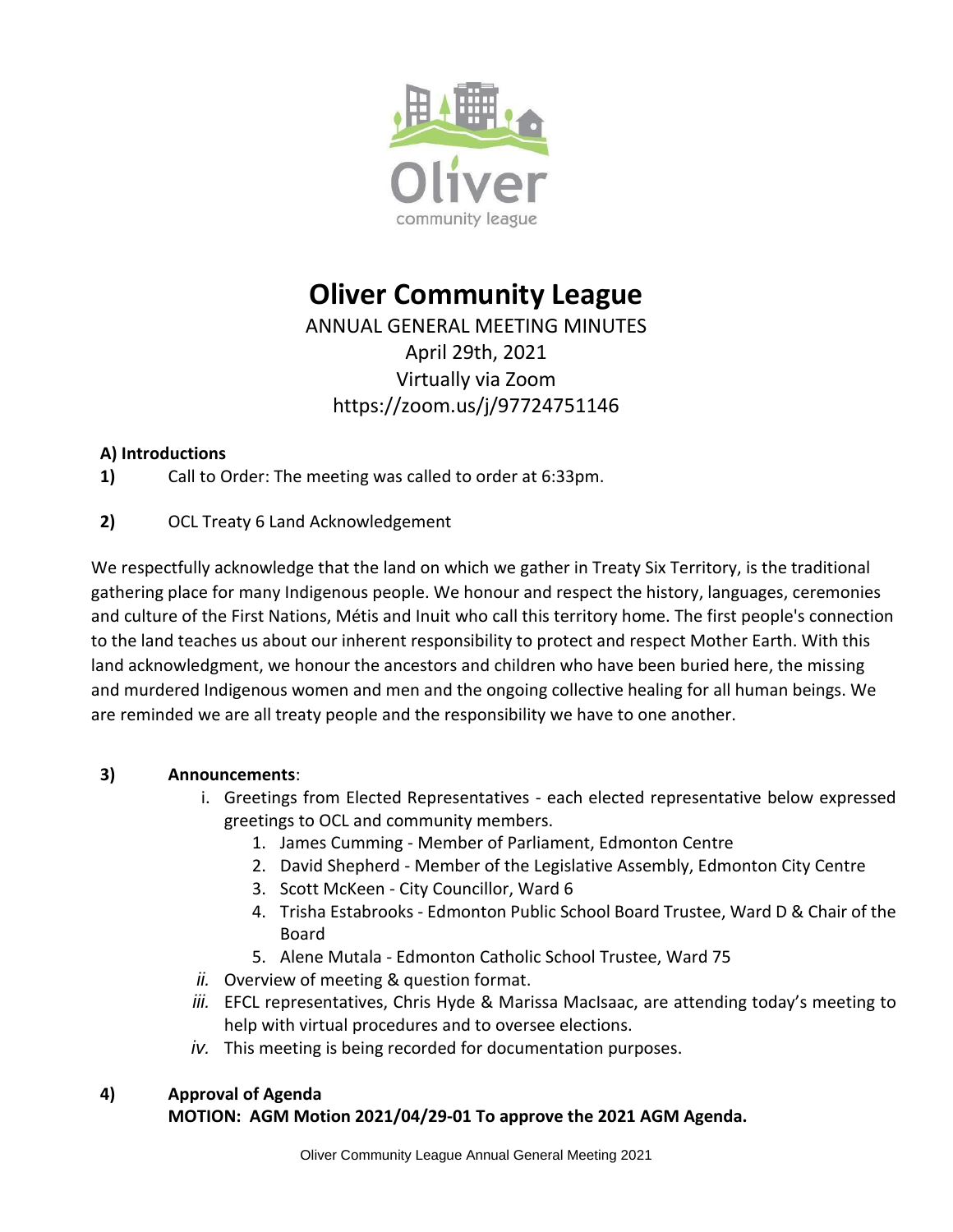# Oliver Community League

ANNUAL GENERAL MEETING MINUTES
April 29th, 2021
Virtually via Zoom
https://zoom.us/j/97724751146

### A) Introductions

**1)** Call to Order: The meeting was called to order at 6:33pm.

**2)** OCL Treaty 6 Land Acknowledgement

We respectfully acknowledge that the land on which we gather in Treaty Six Territory, is the traditional gathering place for many Indigenous people. We honour and respect the history, languages, ceremonies and culture of the First Nations, Métis and Inuit who call this territory home. The first people's connection to the land teaches us about our inherent responsibility to protect and respect Mother Earth. With this land acknowledgment, we honour the ancestors and children who have been buried here, the missing and murdered Indigenous women and men and the ongoing collective healing for all human beings. We are reminded we are all treaty people and the responsibility we have to one another.

**3) Announcements**:

i. Greetings from Elected Representatives - each elected representative below expressed greetings to OCL and community members.
   1. James Cumming - Member of Parliament, Edmonton Centre
   2. David Shepherd - Member of the Legislative Assembly, Edmonton City Centre
   3. Scott McKeen - City Councillor, Ward 6
   4. Trisha Estabrooks - Edmonton Public School Board Trustee, Ward D & Chair of the Board
   5. Alene Mutala - Edmonton Catholic School Trustee, Ward 75

*ii.* Overview of meeting & question format.

*iii.* EFCL representatives, Chris Hyde & Marissa MacIsaac, are attending today's meeting to help with virtual procedures and to oversee elections.

*iv.* This meeting is being recorded for documentation purposes.

**4) Approval of Agenda**

**MOTION: AGM Motion 2021/04/29-01 To approve the 2021 AGM Agenda.**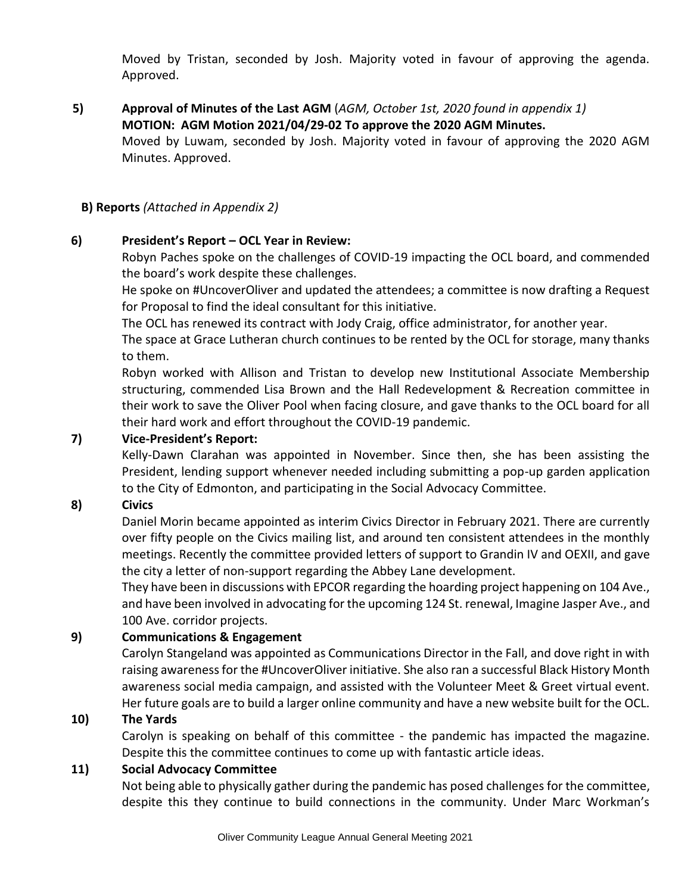Moved by Tristan, seconded by Josh. Majority voted in favour of approving the agenda. Approved.

**5) Approval of Minutes of the Last AGM** (*AGM, October 1st, 2020 found in appendix 1)*

**MOTION: AGM Motion 2021/04/29-02 To approve the 2020 AGM Minutes.**

Moved by Luwam, seconded by Josh. Majority voted in favour of approving the 2020 AGM Minutes. Approved.

**B) Reports** *(Attached in Appendix 2)*

**6) President's Report – OCL Year in Review:**

Robyn Paches spoke on the challenges of COVID-19 impacting the OCL board, and commended the board's work despite these challenges.

He spoke on #UncoverOliver and updated the attendees; a committee is now drafting a Request for Proposal to find the ideal consultant for this initiative.

The OCL has renewed its contract with Jody Craig, office administrator, for another year.

The space at Grace Lutheran church continues to be rented by the OCL for storage, many thanks to them.

Robyn worked with Allison and Tristan to develop new Institutional Associate Membership structuring, commended Lisa Brown and the Hall Redevelopment & Recreation committee in their work to save the Oliver Pool when facing closure, and gave thanks to the OCL board for all their hard work and effort throughout the COVID-19 pandemic.

**7) Vice-President's Report:**

Kelly-Dawn Clarahan was appointed in November. Since then, she has been assisting the President, lending support whenever needed including submitting a pop-up garden application to the City of Edmonton, and participating in the Social Advocacy Committee.

**8) Civics**

Daniel Morin became appointed as interim Civics Director in February 2021. There are currently over fifty people on the Civics mailing list, and around ten consistent attendees in the monthly meetings. Recently the committee provided letters of support to Grandin IV and OEXII, and gave the city a letter of non-support regarding the Abbey Lane development.

They have been in discussions with EPCOR regarding the hoarding project happening on 104 Ave., and have been involved in advocating for the upcoming 124 St. renewal, Imagine Jasper Ave., and 100 Ave. corridor projects.

**9) Communications & Engagement**

Carolyn Stangeland was appointed as Communications Director in the Fall, and dove right in with raising awareness for the #UncoverOliver initiative. She also ran a successful Black History Month awareness social media campaign, and assisted with the Volunteer Meet & Greet virtual event. Her future goals are to build a larger online community and have a new website built for the OCL.

**10) The Yards**

Carolyn is speaking on behalf of this committee - the pandemic has impacted the magazine. Despite this the committee continues to come up with fantastic article ideas.

**11) Social Advocacy Committee**

Not being able to physically gather during the pandemic has posed challenges for the committee, despite this they continue to build connections in the community. Under Marc Workman's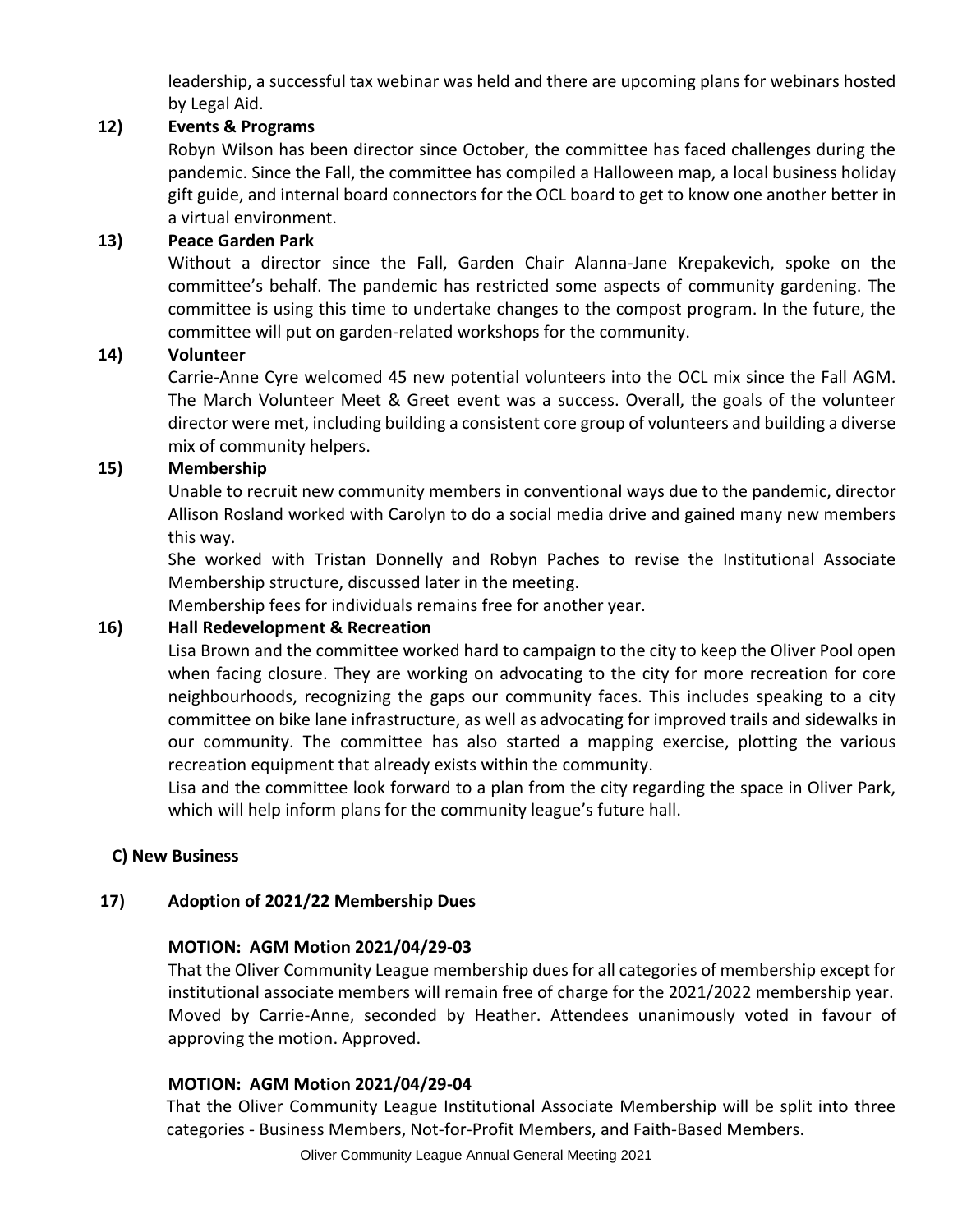leadership, a successful tax webinar was held and there are upcoming plans for webinars hosted by Legal Aid.

**12) Events & Programs**

Robyn Wilson has been director since October, the committee has faced challenges during the pandemic. Since the Fall, the committee has compiled a Halloween map, a local business holiday gift guide, and internal board connectors for the OCL board to get to know one another better in a virtual environment.

**13) Peace Garden Park**

Without a director since the Fall, Garden Chair Alanna-Jane Krepakevich, spoke on the committee's behalf. The pandemic has restricted some aspects of community gardening. The committee is using this time to undertake changes to the compost program. In the future, the committee will put on garden-related workshops for the community.

**14) Volunteer**

Carrie-Anne Cyre welcomed 45 new potential volunteers into the OCL mix since the Fall AGM. The March Volunteer Meet & Greet event was a success. Overall, the goals of the volunteer director were met, including building a consistent core group of volunteers and building a diverse mix of community helpers.

**15) Membership**

Unable to recruit new community members in conventional ways due to the pandemic, director Allison Rosland worked with Carolyn to do a social media drive and gained many new members this way.

She worked with Tristan Donnelly and Robyn Paches to revise the Institutional Associate Membership structure, discussed later in the meeting.

Membership fees for individuals remains free for another year.

**16) Hall Redevelopment & Recreation**

Lisa Brown and the committee worked hard to campaign to the city to keep the Oliver Pool open when facing closure. They are working on advocating to the city for more recreation for core neighbourhoods, recognizing the gaps our community faces. This includes speaking to a city committee on bike lane infrastructure, as well as advocating for improved trails and sidewalks in our community. The committee has also started a mapping exercise, plotting the various recreation equipment that already exists within the community.

Lisa and the committee look forward to a plan from the city regarding the space in Oliver Park, which will help inform plans for the community league's future hall.

**C) New Business**

**17) Adoption of 2021/22 Membership Dues**

**MOTION: AGM Motion 2021/04/29-03**

That the Oliver Community League membership dues for all categories of membership except for institutional associate members will remain free of charge for the 2021/2022 membership year. Moved by Carrie-Anne, seconded by Heather. Attendees unanimously voted in favour of approving the motion. Approved.

**MOTION: AGM Motion 2021/04/29-04**

That the Oliver Community League Institutional Associate Membership will be split into three categories - Business Members, Not-for-Profit Members, and Faith-Based Members.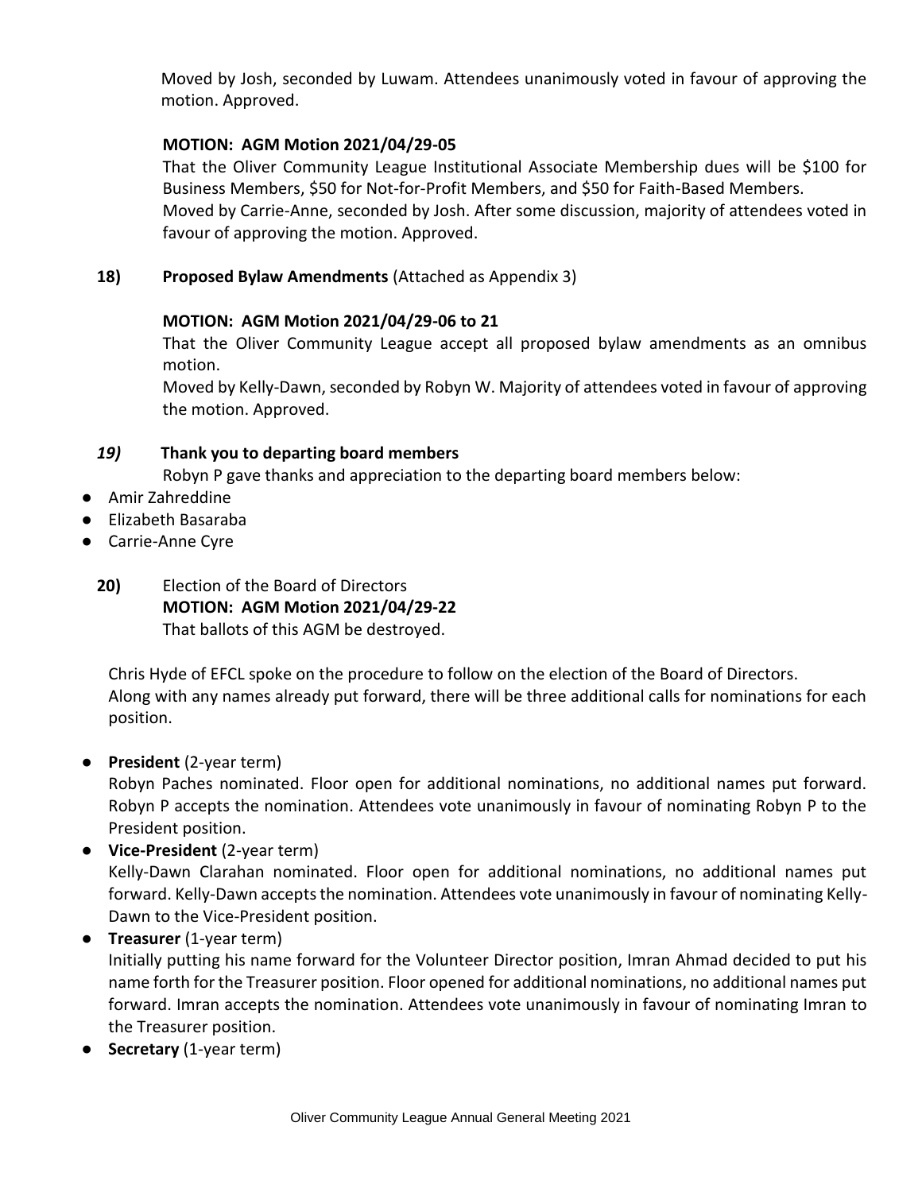Moved by Josh, seconded by Luwam. Attendees unanimously voted in favour of approving the motion. Approved.

**MOTION: AGM Motion 2021/04/29-05**

That the Oliver Community League Institutional Associate Membership dues will be $100 for Business Members, $50 for Not-for-Profit Members, and $50 for Faith-Based Members.

Moved by Carrie-Anne, seconded by Josh. After some discussion, majority of attendees voted in favour of approving the motion. Approved.

**18) Proposed Bylaw Amendments** (Attached as Appendix 3)

**MOTION: AGM Motion 2021/04/29-06 to 21**

That the Oliver Community League accept all proposed bylaw amendments as an omnibus motion.

Moved by Kelly-Dawn, seconded by Robyn W. Majority of attendees voted in favour of approving the motion. Approved.

***19)* Thank you to departing board members**

Robyn P gave thanks and appreciation to the departing board members below:

- Amir Zahreddine
- Elizabeth Basaraba
- Carrie-Anne Cyre

**20)** Election of the Board of Directors

**MOTION: AGM Motion 2021/04/29-22**

That ballots of this AGM be destroyed.

Chris Hyde of EFCL spoke on the procedure to follow on the election of the Board of Directors. Along with any names already put forward, there will be three additional calls for nominations for each position.

- **President** (2-year term)
  Robyn Paches nominated. Floor open for additional nominations, no additional names put forward. Robyn P accepts the nomination. Attendees vote unanimously in favour of nominating Robyn P to the President position.
- **Vice-President** (2-year term)
  Kelly-Dawn Clarahan nominated. Floor open for additional nominations, no additional names put forward. Kelly-Dawn accepts the nomination. Attendees vote unanimously in favour of nominating Kelly-Dawn to the Vice-President position.
- **Treasurer** (1-year term)
  Initially putting his name forward for the Volunteer Director position, Imran Ahmad decided to put his name forth for the Treasurer position. Floor opened for additional nominations, no additional names put forward. Imran accepts the nomination. Attendees vote unanimously in favour of nominating Imran to the Treasurer position.
- **Secretary** (1-year term)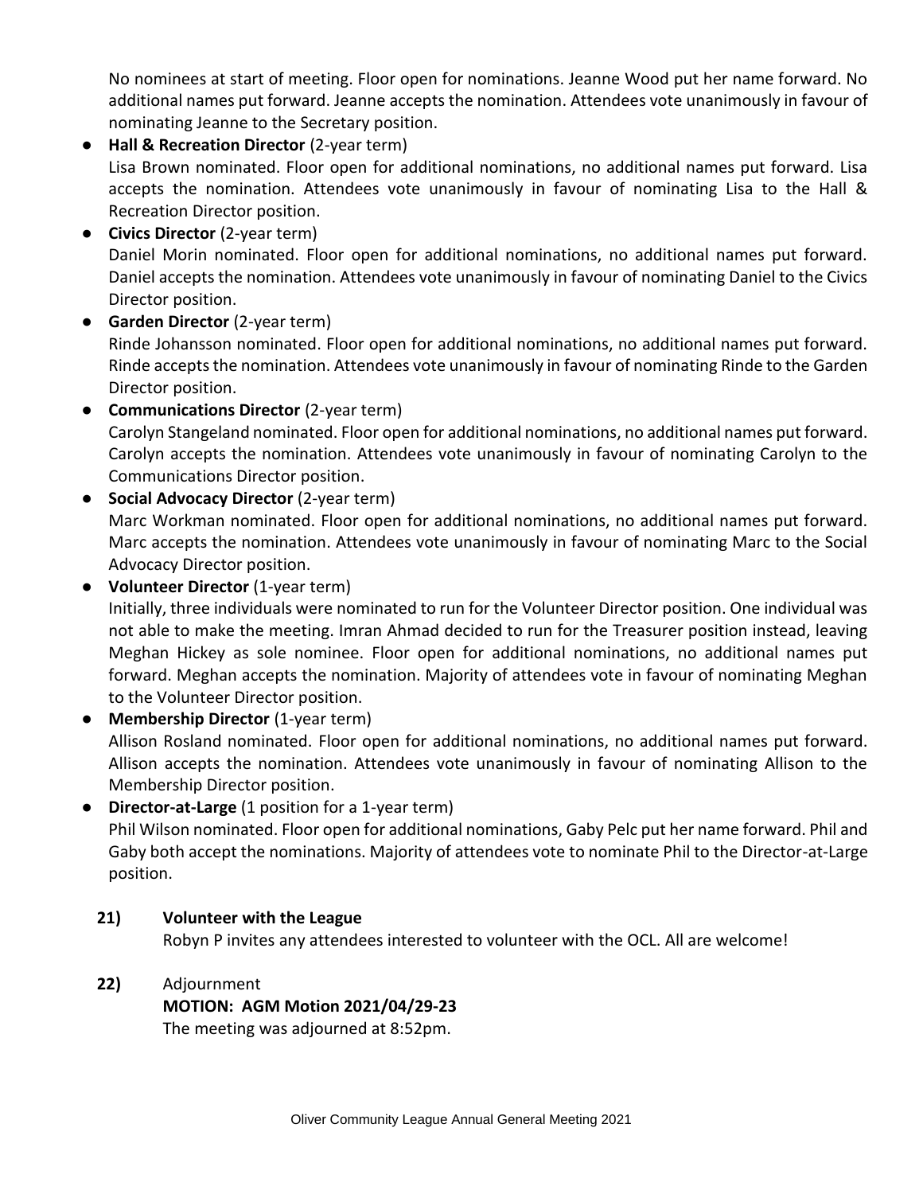No nominees at start of meeting. Floor open for nominations. Jeanne Wood put her name forward. No additional names put forward. Jeanne accepts the nomination. Attendees vote unanimously in favour of nominating Jeanne to the Secretary position.

- **Hall & Recreation Director** (2-year term)
  Lisa Brown nominated. Floor open for additional nominations, no additional names put forward. Lisa accepts the nomination. Attendees vote unanimously in favour of nominating Lisa to the Hall & Recreation Director position.
- **Civics Director** (2-year term)
  Daniel Morin nominated. Floor open for additional nominations, no additional names put forward. Daniel accepts the nomination. Attendees vote unanimously in favour of nominating Daniel to the Civics Director position.
- **Garden Director** (2-year term)
  Rinde Johansson nominated. Floor open for additional nominations, no additional names put forward. Rinde accepts the nomination. Attendees vote unanimously in favour of nominating Rinde to the Garden Director position.
- **Communications Director** (2-year term)
  Carolyn Stangeland nominated. Floor open for additional nominations, no additional names put forward. Carolyn accepts the nomination. Attendees vote unanimously in favour of nominating Carolyn to the Communications Director position.
- **Social Advocacy Director** (2-year term)
  Marc Workman nominated. Floor open for additional nominations, no additional names put forward. Marc accepts the nomination. Attendees vote unanimously in favour of nominating Marc to the Social Advocacy Director position.
- **Volunteer Director** (1-year term)
  Initially, three individuals were nominated to run for the Volunteer Director position. One individual was not able to make the meeting. Imran Ahmad decided to run for the Treasurer position instead, leaving Meghan Hickey as sole nominee. Floor open for additional nominations, no additional names put forward. Meghan accepts the nomination. Majority of attendees vote in favour of nominating Meghan to the Volunteer Director position.
- **Membership Director** (1-year term)
  Allison Rosland nominated. Floor open for additional nominations, no additional names put forward. Allison accepts the nomination. Attendees vote unanimously in favour of nominating Allison to the Membership Director position.
- **Director-at-Large** (1 position for a 1-year term)
  Phil Wilson nominated. Floor open for additional nominations, Gaby Pelc put her name forward. Phil and Gaby both accept the nominations. Majority of attendees vote to nominate Phil to the Director-at-Large position.

**21) Volunteer with the League**
Robyn P invites any attendees interested to volunteer with the OCL. All are welcome!

**22)** Adjournment
**MOTION: AGM Motion 2021/04/29-23**
The meeting was adjourned at 8:52pm.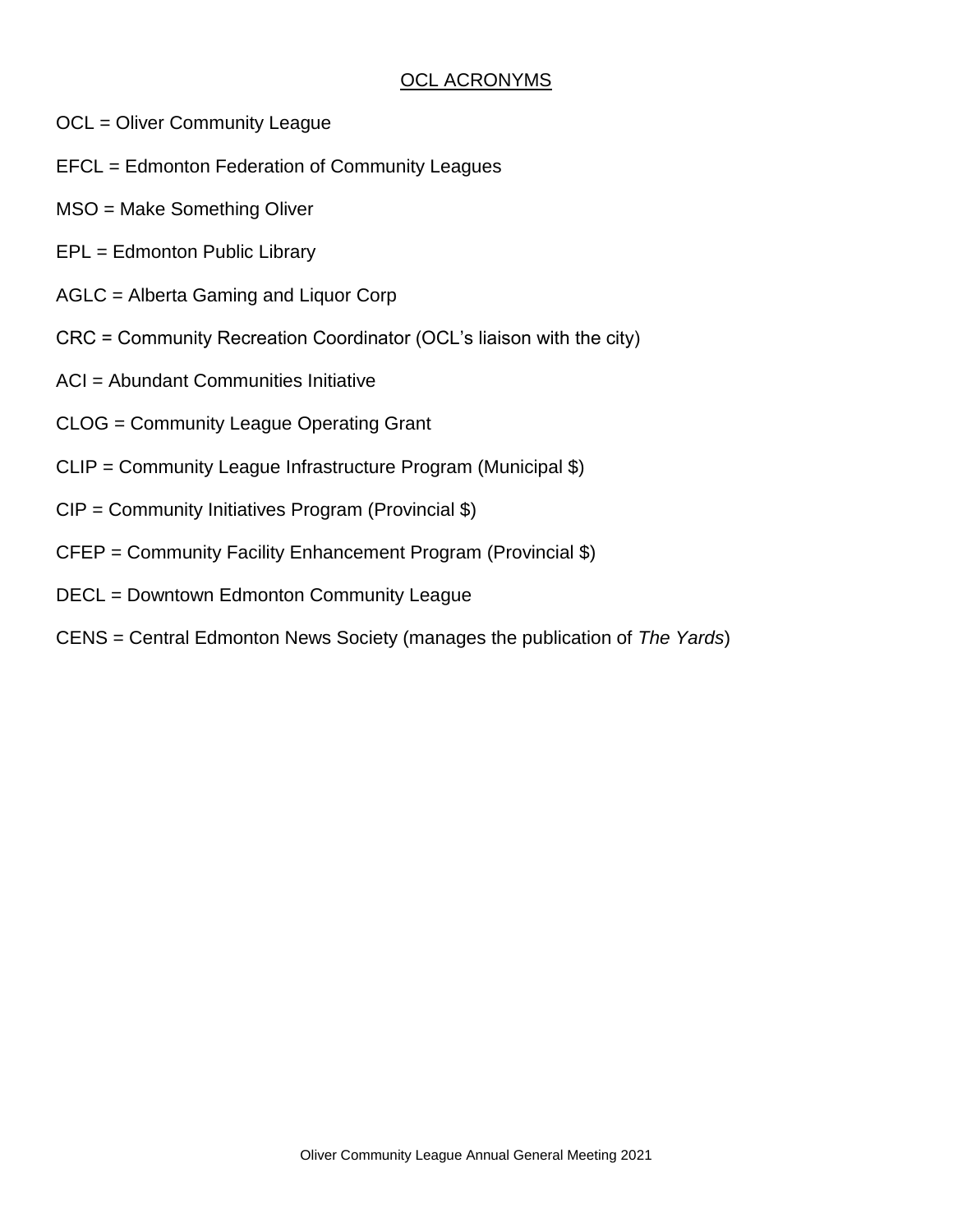## OCL ACRONYMS

OCL = Oliver Community League

EFCL = Edmonton Federation of Community Leagues

MSO = Make Something Oliver

EPL = Edmonton Public Library

AGLC = Alberta Gaming and Liquor Corp

CRC = Community Recreation Coordinator (OCL's liaison with the city)

ACI = Abundant Communities Initiative

CLOG = Community League Operating Grant

CLIP = Community League Infrastructure Program (Municipal $)

CIP = Community Initiatives Program (Provincial $)

CFEP = Community Facility Enhancement Program (Provincial $)

DECL = Downtown Edmonton Community League

CENS = Central Edmonton News Society (manages the publication of *The Yards*)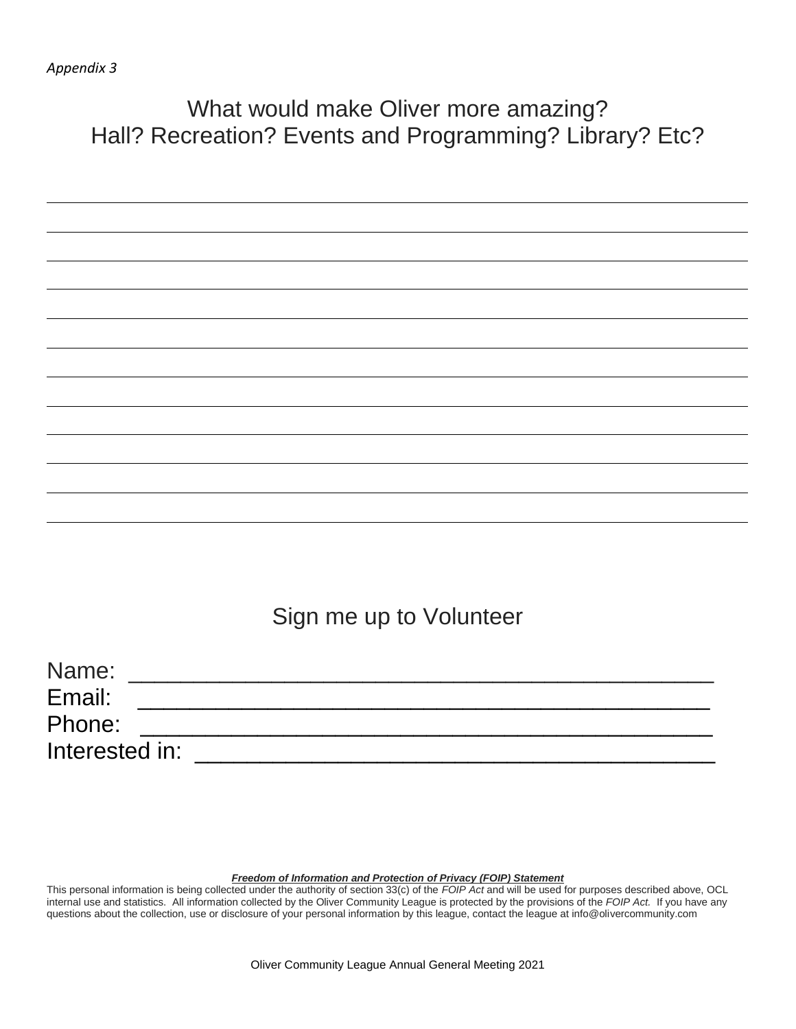*Appendix 3*

# What would make Oliver more amazing?
# Hall? Recreation? Events and Programming? Library? Etc?

______________________________________________________________________

______________________________________________________________________

______________________________________________________________________

______________________________________________________________________

______________________________________________________________________

______________________________________________________________________

______________________________________________________________________

______________________________________________________________________

______________________________________________________________________

______________________________________________________________________

______________________________________________________________________

## Sign me up to Volunteer

Name: ____________________________________________

Email: ____________________________________________

Phone: ____________________________________________

Interested in: ______________________________________

***Freedom of Information and Protection of Privacy (FOIP) Statement***

This personal information is being collected under the authority of section 33(c) of the *FOIP Act* and will be used for purposes described above, OCL internal use and statistics. All information collected by the Oliver Community League is protected by the provisions of the *FOIP Act.* If you have any questions about the collection, use or disclosure of your personal information by this league, contact the league at info@olivercommunity.com

Oliver Community League Annual General Meeting 2021